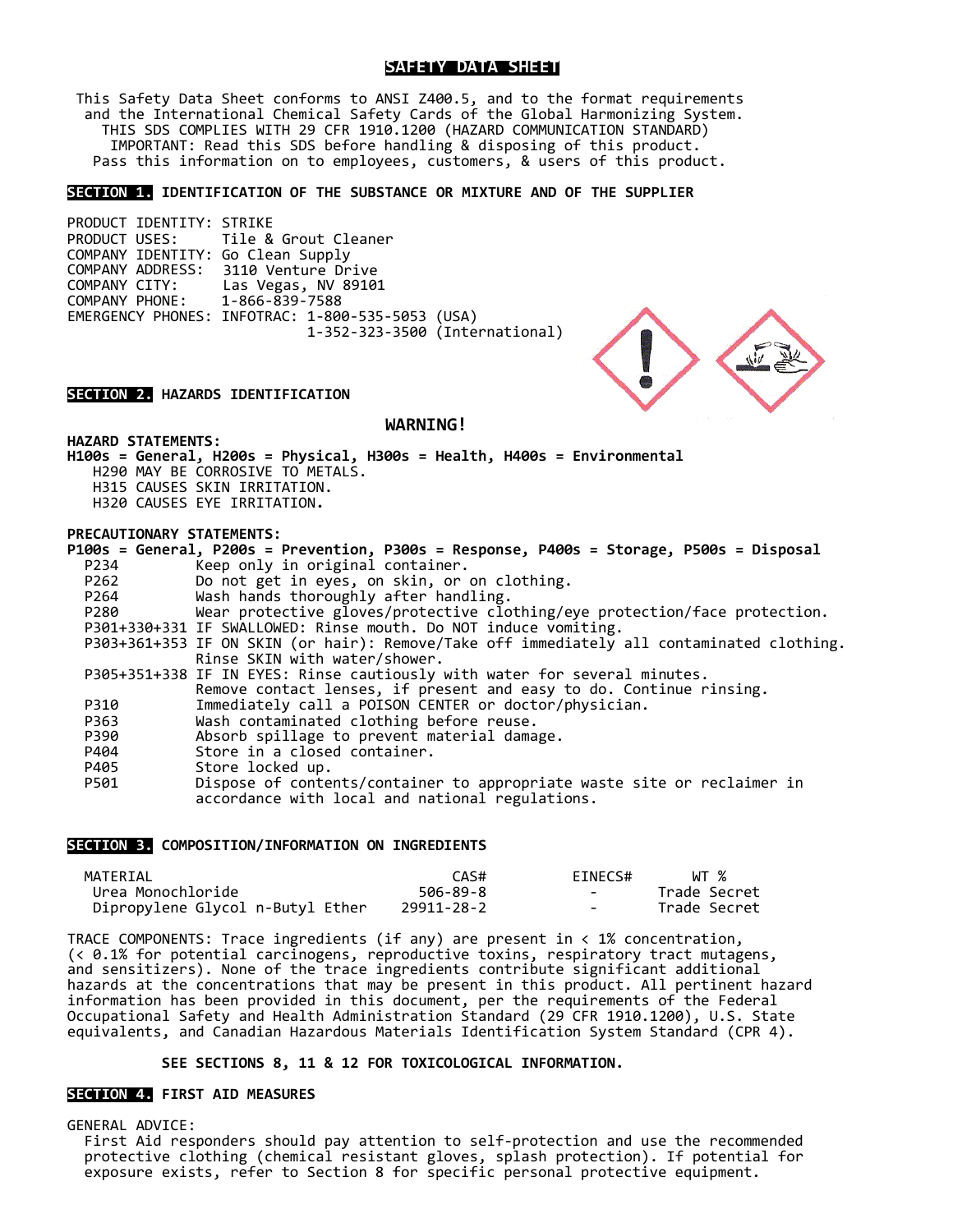# SAFETY DATA SHEET

This Safety Data Sheet conforms to ANSI Z400.5, and to the format requirements and the International Chemical Safety Cards of the Global Harmonizing System.
THIS SDS COMPLIES WITH 29 CFR 1910.1200 (HAZARD COMMUNICATION STANDARD)
IMPORTANT: Read this SDS before handling & disposing of this product.
Pass this information on to employees, customers, & users of this product.

## SECTION 1. IDENTIFICATION OF THE SUBSTANCE OR MIXTURE AND OF THE SUPPLIER

PRODUCT IDENTITY: STRIKE
PRODUCT USES: Tile & Grout Cleaner
COMPANY IDENTITY: Go Clean Supply
COMPANY ADDRESS: 3110 Venture Drive
COMPANY CITY: Las Vegas, NV 89101
COMPANY PHONE: 1-866-839-7588
EMERGENCY PHONES: INFOTRAC: 1-800-535-5053 (USA)
1-352-323-3500 (International)

## SECTION 2. HAZARDS IDENTIFICATION

**WARNING!**

**HAZARD STATEMENTS:**
**H100s = General, H200s = Physical, H300s = Health, H400s = Environmental**

H290 MAY BE CORROSIVE TO METALS.
H315 CAUSES SKIN IRRITATION.
H320 CAUSES EYE IRRITATION.

**PRECAUTIONARY STATEMENTS:**
**P100s = General, P200s = Prevention, P300s = Response, P400s = Storage, P500s = Disposal**

P234 Keep only in original container.
P262 Do not get in eyes, on skin, or on clothing.
P264 Wash hands thoroughly after handling.
P280 Wear protective gloves/protective clothing/eye protection/face protection.
P301+330+331 IF SWALLOWED: Rinse mouth. Do NOT induce vomiting.
P303+361+353 IF ON SKIN (or hair): Remove/Take off immediately all contaminated clothing. Rinse SKIN with water/shower.
P305+351+338 IF IN EYES: Rinse cautiously with water for several minutes. Remove contact lenses, if present and easy to do. Continue rinsing.
P310 Immediately call a POISON CENTER or doctor/physician.
P363 Wash contaminated clothing before reuse.
P390 Absorb spillage to prevent material damage.
P404 Store in a closed container.
P405 Store locked up.
P501 Dispose of contents/container to appropriate waste site or reclaimer in accordance with local and national regulations.

## SECTION 3. COMPOSITION/INFORMATION ON INGREDIENTS

| MATERIAL | CAS# | EINECS# | WT % |
|---|---|---|---|
| Urea Monochloride | 506-89-8 | - | Trade Secret |
| Dipropylene Glycol n-Butyl Ether | 29911-28-2 | - | Trade Secret |

TRACE COMPONENTS: Trace ingredients (if any) are present in < 1% concentration, (< 0.1% for potential carcinogens, reproductive toxins, respiratory tract mutagens, and sensitizers). None of the trace ingredients contribute significant additional hazards at the concentrations that may be present in this product. All pertinent hazard information has been provided in this document, per the requirements of the Federal Occupational Safety and Health Administration Standard (29 CFR 1910.1200), U.S. State equivalents, and Canadian Hazardous Materials Identification System Standard (CPR 4).

**SEE SECTIONS 8, 11 & 12 FOR TOXICOLOGICAL INFORMATION.**

## SECTION 4. FIRST AID MEASURES

GENERAL ADVICE:
First Aid responders should pay attention to self-protection and use the recommended protective clothing (chemical resistant gloves, splash protection). If potential for exposure exists, refer to Section 8 for specific personal protective equipment.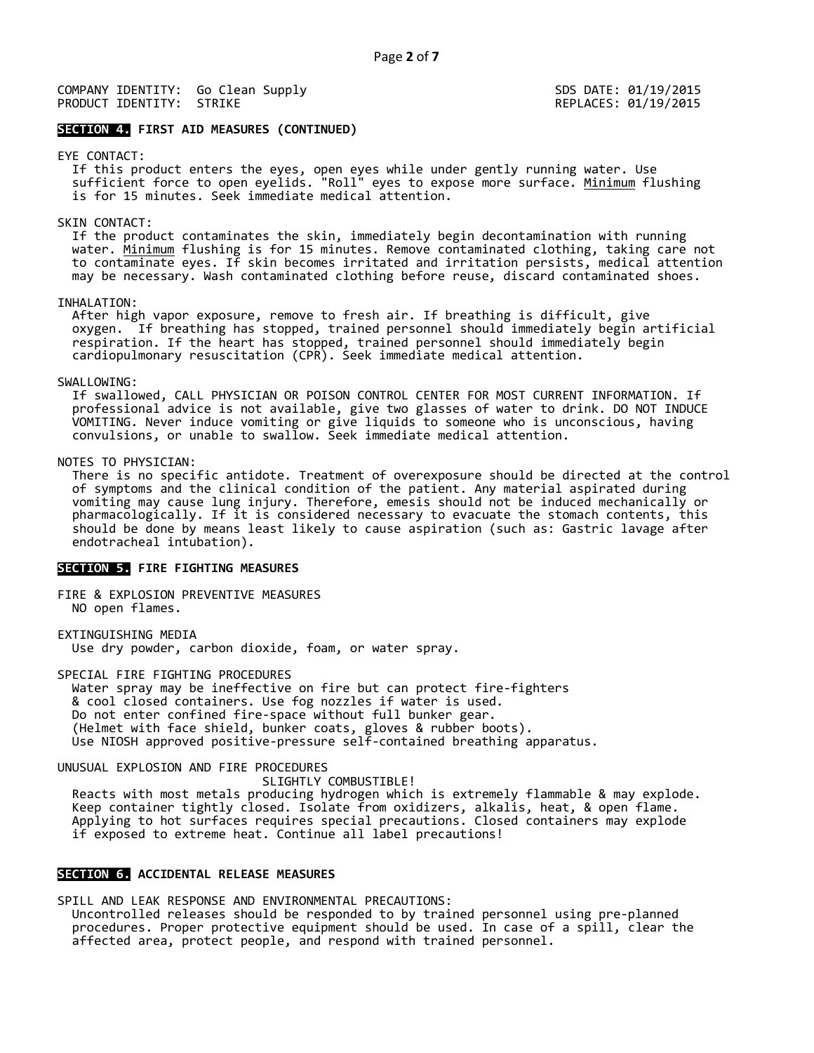COMPANY IDENTITY: Go Clean Supply
PRODUCT IDENTITY: STRIKE

SDS DATE: 01/19/2015
REPLACES: 01/19/2015

## SECTION 4. FIRST AID MEASURES (CONTINUED)

EYE CONTACT:
If this product enters the eyes, open eyes while under gently running water. Use sufficient force to open eyelids. "Roll" eyes to expose more surface. Minimum flushing is for 15 minutes. Seek immediate medical attention.

SKIN CONTACT:
If the product contaminates the skin, immediately begin decontamination with running water. Minimum flushing is for 15 minutes. Remove contaminated clothing, taking care not to contaminate eyes. If skin becomes irritated and irritation persists, medical attention may be necessary. Wash contaminated clothing before reuse, discard contaminated shoes.

INHALATION:
After high vapor exposure, remove to fresh air. If breathing is difficult, give oxygen. If breathing has stopped, trained personnel should immediately begin artificial respiration. If the heart has stopped, trained personnel should immediately begin cardiopulmonary resuscitation (CPR). Seek immediate medical attention.

SWALLOWING:
If swallowed, CALL PHYSICIAN OR POISON CONTROL CENTER FOR MOST CURRENT INFORMATION. If professional advice is not available, give two glasses of water to drink. DO NOT INDUCE VOMITING. Never induce vomiting or give liquids to someone who is unconscious, having convulsions, or unable to swallow. Seek immediate medical attention.

NOTES TO PHYSICIAN:
There is no specific antidote. Treatment of overexposure should be directed at the control of symptoms and the clinical condition of the patient. Any material aspirated during vomiting may cause lung injury. Therefore, emesis should not be induced mechanically or pharmacologically. If it is considered necessary to evacuate the stomach contents, this should be done by means least likely to cause aspiration (such as: Gastric lavage after endotracheal intubation).

## SECTION 5. FIRE FIGHTING MEASURES

FIRE & EXPLOSION PREVENTIVE MEASURES
NO open flames.

EXTINGUISHING MEDIA
Use dry powder, carbon dioxide, foam, or water spray.

SPECIAL FIRE FIGHTING PROCEDURES
Water spray may be ineffective on fire but can protect fire-fighters & cool closed containers. Use fog nozzles if water is used.
Do not enter confined fire-space without full bunker gear.
(Helmet with face shield, bunker coats, gloves & rubber boots).
Use NIOSH approved positive-pressure self-contained breathing apparatus.

UNUSUAL EXPLOSION AND FIRE PROCEDURES
SLIGHTLY COMBUSTIBLE!
Reacts with most metals producing hydrogen which is extremely flammable & may explode. Keep container tightly closed. Isolate from oxidizers, alkalis, heat, & open flame. Applying to hot surfaces requires special precautions. Closed containers may explode if exposed to extreme heat. Continue all label precautions!

## SECTION 6. ACCIDENTAL RELEASE MEASURES

SPILL AND LEAK RESPONSE AND ENVIRONMENTAL PRECAUTIONS:
Uncontrolled releases should be responded to by trained personnel using pre-planned procedures. Proper protective equipment should be used. In case of a spill, clear the affected area, protect people, and respond with trained personnel.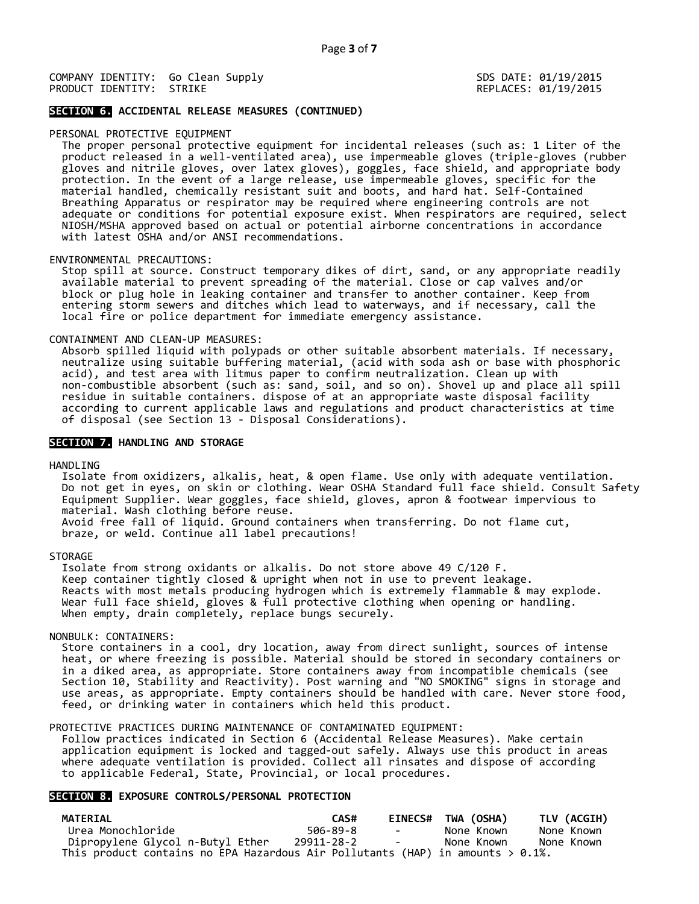COMPANY IDENTITY: Go Clean Supply
PRODUCT IDENTITY: STRIKE

SDS DATE: 01/19/2015
REPLACES: 01/19/2015

## SECTION 6. ACCIDENTAL RELEASE MEASURES (CONTINUED)

PERSONAL PROTECTIVE EQUIPMENT
The proper personal protective equipment for incidental releases (such as: 1 Liter of the product released in a well-ventilated area), use impermeable gloves (triple-gloves (rubber gloves and nitrile gloves, over latex gloves)), goggles, face shield, and appropriate body protection. In the event of a large release, use impermeable gloves, specific for the material handled, chemically resistant suit and boots, and hard hat. Self-Contained Breathing Apparatus or respirator may be required where engineering controls are not adequate or conditions for potential exposure exist. When respirators are required, select NIOSH/MSHA approved based on actual or potential airborne concentrations in accordance with latest OSHA and/or ANSI recommendations.

ENVIRONMENTAL PRECAUTIONS:
Stop spill at source. Construct temporary dikes of dirt, sand, or any appropriate readily available material to prevent spreading of the material. Close or cap valves and/or block or plug hole in leaking container and transfer to another container. Keep from entering storm sewers and ditches which lead to waterways, and if necessary, call the local fire or police department for immediate emergency assistance.

CONTAINMENT AND CLEAN-UP MEASURES:
Absorb spilled liquid with polypads or other suitable absorbent materials. If necessary, neutralize using suitable buffering material, (acid with soda ash or base with phosphoric acid), and test area with litmus paper to confirm neutralization. Clean up with non-combustible absorbent (such as: sand, soil, and so on). Shovel up and place all spill residue in suitable containers. dispose of at an appropriate waste disposal facility according to current applicable laws and regulations and product characteristics at time of disposal (see Section 13 - Disposal Considerations).

## SECTION 7. HANDLING AND STORAGE

HANDLING
Isolate from oxidizers, alkalis, heat, & open flame. Use only with adequate ventilation. Do not get in eyes, on skin or clothing. Wear OSHA Standard full face shield. Consult Safety Equipment Supplier. Wear goggles, face shield, gloves, apron & footwear impervious to material. Wash clothing before reuse.
Avoid free fall of liquid. Ground containers when transferring. Do not flame cut, braze, or weld. Continue all label precautions!

STORAGE
Isolate from strong oxidants or alkalis. Do not store above 49 C/120 F.
Keep container tightly closed & upright when not in use to prevent leakage.
Reacts with most metals producing hydrogen which is extremely flammable & may explode.
Wear full face shield, gloves & full protective clothing when opening or handling.
When empty, drain completely, replace bungs securely.

NONBULK: CONTAINERS:
Store containers in a cool, dry location, away from direct sunlight, sources of intense heat, or where freezing is possible. Material should be stored in secondary containers or in a diked area, as appropriate. Store containers away from incompatible chemicals (see Section 10, Stability and Reactivity). Post warning and "NO SMOKING" signs in storage and use areas, as appropriate. Empty containers should be handled with care. Never store food, feed, or drinking water in containers which held this product.

PROTECTIVE PRACTICES DURING MAINTENANCE OF CONTAMINATED EQUIPMENT:
Follow practices indicated in Section 6 (Accidental Release Measures). Make certain application equipment is locked and tagged-out safely. Always use this product in areas where adequate ventilation is provided. Collect all rinsates and dispose of according to applicable Federal, State, Provincial, or local procedures.

## SECTION 8. EXPOSURE CONTROLS/PERSONAL PROTECTION

| MATERIAL | CAS# | EINECS# | TWA (OSHA) | TLV (ACGIH) |
|---|---|---|---|---|
| Urea Monochloride | 506-89-8 | - | None Known | None Known |
| Dipropylene Glycol n-Butyl Ether | 29911-28-2 | - | None Known | None Known |

This product contains no EPA Hazardous Air Pollutants (HAP) in amounts > 0.1%.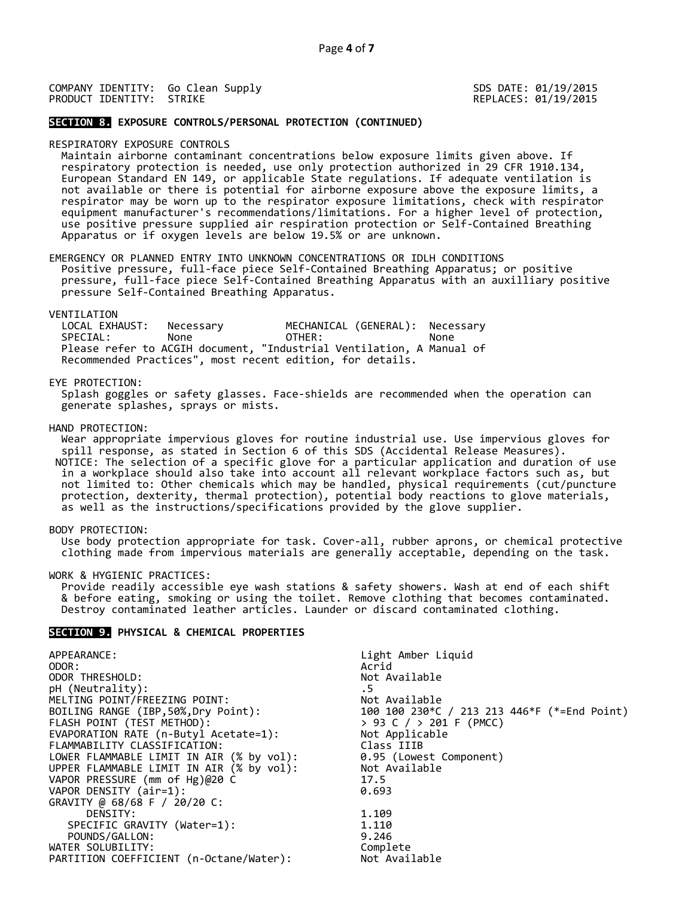COMPANY IDENTITY: Go Clean Supply
PRODUCT IDENTITY: STRIKE

SDS DATE: 01/19/2015
REPLACES: 01/19/2015

## SECTION 8. EXPOSURE CONTROLS/PERSONAL PROTECTION (CONTINUED)

RESPIRATORY EXPOSURE CONTROLS

Maintain airborne contaminant concentrations below exposure limits given above. If respiratory protection is needed, use only protection authorized in 29 CFR 1910.134, European Standard EN 149, or applicable State regulations. If adequate ventilation is not available or there is potential for airborne exposure above the exposure limits, a respirator may be worn up to the respirator exposure limitations, check with respirator equipment manufacturer's recommendations/limitations. For a higher level of protection, use positive pressure supplied air respiration protection or Self-Contained Breathing Apparatus or if oxygen levels are below 19.5% or are unknown.

EMERGENCY OR PLANNED ENTRY INTO UNKNOWN CONCENTRATIONS OR IDLH CONDITIONS

Positive pressure, full-face piece Self-Contained Breathing Apparatus; or positive pressure, full-face piece Self-Contained Breathing Apparatus with an auxilliary positive pressure Self-Contained Breathing Apparatus.

VENTILATION

| LOCAL EXHAUST: | Necessary | MECHANICAL (GENERAL): | Necessary |
|---|---|---|---|
| SPECIAL: | None | OTHER: | None |

Please refer to ACGIH document, "Industrial Ventilation, A Manual of Recommended Practices", most recent edition, for details.

EYE PROTECTION:

Splash goggles or safety glasses. Face-shields are recommended when the operation can generate splashes, sprays or mists.

HAND PROTECTION:

Wear appropriate impervious gloves for routine industrial use. Use impervious gloves for spill response, as stated in Section 6 of this SDS (Accidental Release Measures).

NOTICE: The selection of a specific glove for a particular application and duration of use in a workplace should also take into account all relevant workplace factors such as, but not limited to: Other chemicals which may be handled, physical requirements (cut/puncture protection, dexterity, thermal protection), potential body reactions to glove materials, as well as the instructions/specifications provided by the glove supplier.

BODY PROTECTION:

Use body protection appropriate for task. Cover-all, rubber aprons, or chemical protective clothing made from impervious materials are generally acceptable, depending on the task.

WORK & HYGIENIC PRACTICES:

Provide readily accessible eye wash stations & safety showers. Wash at end of each shift & before eating, smoking or using the toilet. Remove clothing that becomes contaminated. Destroy contaminated leather articles. Launder or discard contaminated clothing.

## SECTION 9. PHYSICAL & CHEMICAL PROPERTIES

| Property | Value |
|---|---|
| APPEARANCE: | Light Amber Liquid |
| ODOR: | Acrid |
| ODOR THRESHOLD: | Not Available |
| pH (Neutrality): | .5 |
| MELTING POINT/FREEZING POINT: | Not Available |
| BOILING RANGE (IBP,50%,Dry Point): | 100 100 230*C / 213 213 446*F (*=End Point) |
| FLASH POINT (TEST METHOD): | > 93 C / > 201 F (PMCC) |
| EVAPORATION RATE (n-Butyl Acetate=1): | Not Applicable |
| FLAMMABILITY CLASSIFICATION: | Class IIIB |
| LOWER FLAMMABLE LIMIT IN AIR (% by vol): | 0.95 (Lowest Component) |
| UPPER FLAMMABLE LIMIT IN AIR (% by vol): | Not Available |
| VAPOR PRESSURE (mm of Hg)@20 C | 17.5 |
| VAPOR DENSITY (air=1): | 0.693 |
| GRAVITY @ 68/68 F / 20/20 C: | |
| DENSITY: | 1.109 |
| SPECIFIC GRAVITY (Water=1): | 1.110 |
| POUNDS/GALLON: | 9.246 |
| WATER SOLUBILITY: | Complete |
| PARTITION COEFFICIENT (n-Octane/Water): | Not Available |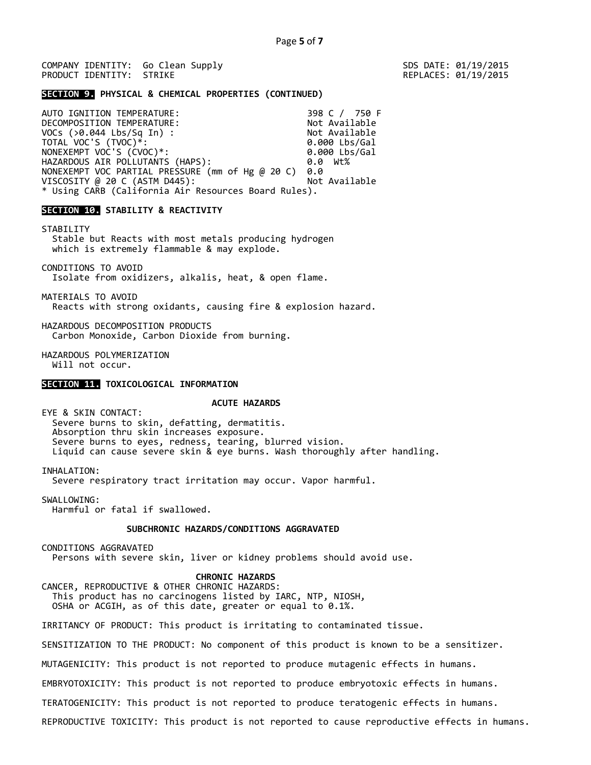COMPANY IDENTITY: Go Clean Supply
PRODUCT IDENTITY: STRIKE

SDS DATE: 01/19/2015
REPLACES: 01/19/2015

## SECTION 9. PHYSICAL & CHEMICAL PROPERTIES (CONTINUED)

| | |
|---|---|
| AUTO IGNITION TEMPERATURE: | 398 C / 750 F |
| DECOMPOSITION TEMPERATURE: | Not Available |
| VOCs (>0.044 Lbs/Sq In) : | Not Available |
| TOTAL VOC'S (TVOC)*: | 0.000 Lbs/Gal |
| NONEXEMPT VOC'S (CVOC)*: | 0.000 Lbs/Gal |
| HAZARDOUS AIR POLLUTANTS (HAPS): | 0.0 Wt% |
| NONEXEMPT VOC PARTIAL PRESSURE (mm of Hg @ 20 C) | 0.0 |
| VISCOSITY @ 20 C (ASTM D445): | Not Available |

* Using CARB (California Air Resources Board Rules).

## SECTION 10. STABILITY & REACTIVITY

STABILITY
Stable but Reacts with most metals producing hydrogen which is extremely flammable & may explode.

CONDITIONS TO AVOID
Isolate from oxidizers, alkalis, heat, & open flame.

MATERIALS TO AVOID
Reacts with strong oxidants, causing fire & explosion hazard.

HAZARDOUS DECOMPOSITION PRODUCTS
Carbon Monoxide, Carbon Dioxide from burning.

HAZARDOUS POLYMERIZATION
Will not occur.

## SECTION 11. TOXICOLOGICAL INFORMATION

### ACUTE HAZARDS

EYE & SKIN CONTACT:
Severe burns to skin, defatting, dermatitis.
Absorption thru skin increases exposure.
Severe burns to eyes, redness, tearing, blurred vision.
Liquid can cause severe skin & eye burns. Wash thoroughly after handling.

INHALATION:
Severe respiratory tract irritation may occur. Vapor harmful.

SWALLOWING:
Harmful or fatal if swallowed.

### SUBCHRONIC HAZARDS/CONDITIONS AGGRAVATED

CONDITIONS AGGRAVATED
Persons with severe skin, liver or kidney problems should avoid use.

### CHRONIC HAZARDS

CANCER, REPRODUCTIVE & OTHER CHRONIC HAZARDS:
This product has no carcinogens listed by IARC, NTP, NIOSH, OSHA or ACGIH, as of this date, greater or equal to 0.1%.

IRRITANCY OF PRODUCT: This product is irritating to contaminated tissue.

SENSITIZATION TO THE PRODUCT: No component of this product is known to be a sensitizer.

MUTAGENICITY: This product is not reported to produce mutagenic effects in humans.

EMBRYOTOXICITY: This product is not reported to produce embryotoxic effects in humans.

TERATOGENICITY: This product is not reported to produce teratogenic effects in humans.

REPRODUCTIVE TOXICITY: This product is not reported to cause reproductive effects in humans.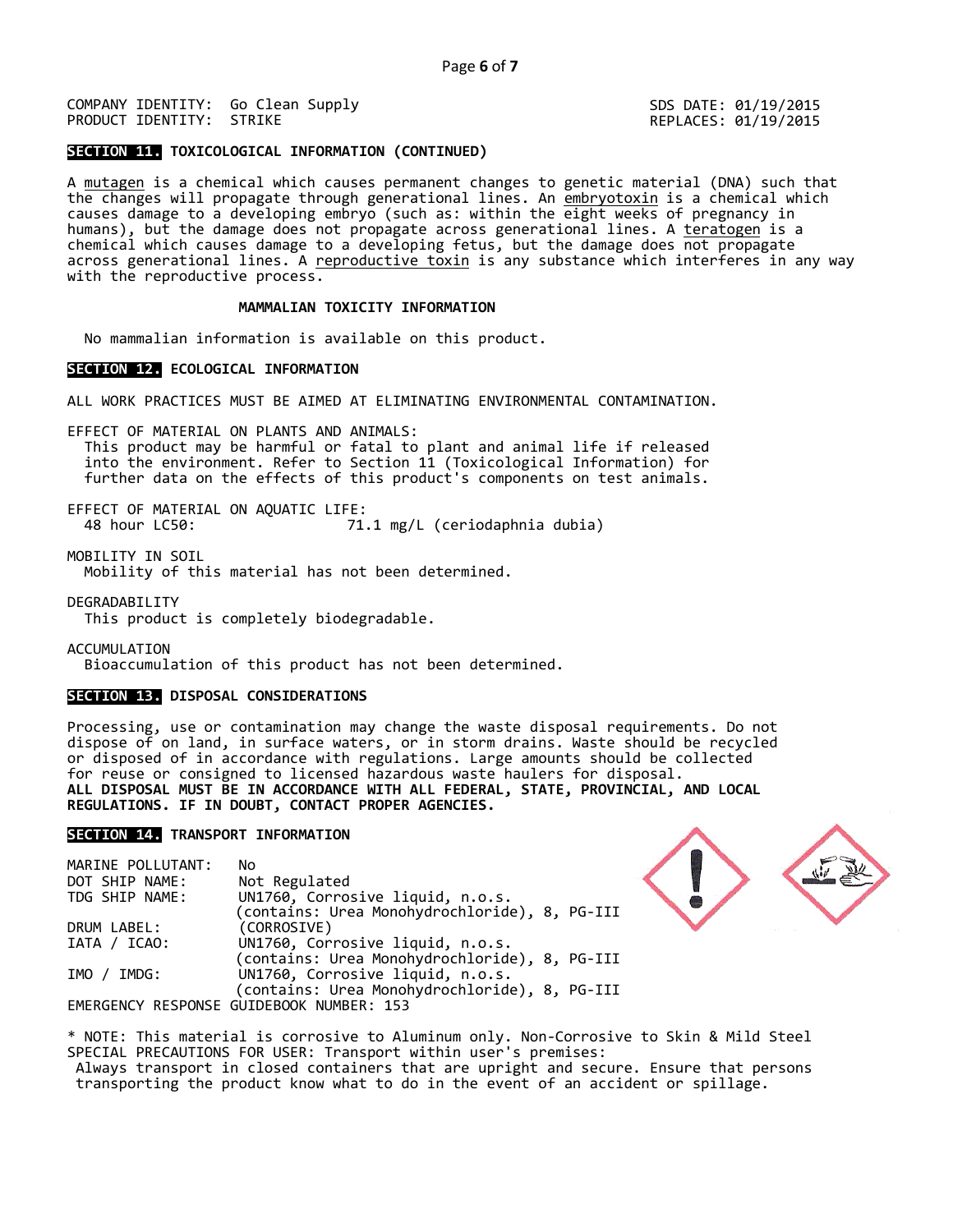COMPANY IDENTITY: Go Clean Supply
PRODUCT IDENTITY: STRIKE

SDS DATE: 01/19/2015
REPLACES: 01/19/2015

## SECTION 11. TOXICOLOGICAL INFORMATION (CONTINUED)

A mutagen is a chemical which causes permanent changes to genetic material (DNA) such that the changes will propagate through generational lines. An embryotoxin is a chemical which causes damage to a developing embryo (such as: within the eight weeks of pregnancy in humans), but the damage does not propagate across generational lines. A teratogen is a chemical which causes damage to a developing fetus, but the damage does not propagate across generational lines. A reproductive toxin is any substance which interferes in any way with the reproductive process.

**MAMMALIAN TOXICITY INFORMATION**

No mammalian information is available on this product.

## SECTION 12. ECOLOGICAL INFORMATION

ALL WORK PRACTICES MUST BE AIMED AT ELIMINATING ENVIRONMENTAL CONTAMINATION.

EFFECT OF MATERIAL ON PLANTS AND ANIMALS:
This product may be harmful or fatal to plant and animal life if released into the environment. Refer to Section 11 (Toxicological Information) for further data on the effects of this product's components on test animals.

EFFECT OF MATERIAL ON AQUATIC LIFE:
48 hour LC50: 71.1 mg/L (ceriodaphnia dubia)

MOBILITY IN SOIL
Mobility of this material has not been determined.

DEGRADABILITY
This product is completely biodegradable.

ACCUMULATION
Bioaccumulation of this product has not been determined.

## SECTION 13. DISPOSAL CONSIDERATIONS

Processing, use or contamination may change the waste disposal requirements. Do not dispose of on land, in surface waters, or in storm drains. Waste should be recycled or disposed of in accordance with regulations. Large amounts should be collected for reuse or consigned to licensed hazardous waste haulers for disposal.
**ALL DISPOSAL MUST BE IN ACCORDANCE WITH ALL FEDERAL, STATE, PROVINCIAL, AND LOCAL REGULATIONS. IF IN DOUBT, CONTACT PROPER AGENCIES.**

## SECTION 14. TRANSPORT INFORMATION

MARINE POLLUTANT: No
DOT SHIP NAME: Not Regulated
TDG SHIP NAME: UN1760, Corrosive liquid, n.o.s. (contains: Urea Monohydrochloride), 8, PG-III
DRUM LABEL: (CORROSIVE)
IATA / ICAO: UN1760, Corrosive liquid, n.o.s. (contains: Urea Monohydrochloride), 8, PG-III
IMO / IMDG: UN1760, Corrosive liquid, n.o.s. (contains: Urea Monohydrochloride), 8, PG-III
EMERGENCY RESPONSE GUIDEBOOK NUMBER: 153

* NOTE: This material is corrosive to Aluminum only. Non-Corrosive to Skin & Mild Steel
SPECIAL PRECAUTIONS FOR USER: Transport within user's premises:
Always transport in closed containers that are upright and secure. Ensure that persons transporting the product know what to do in the event of an accident or spillage.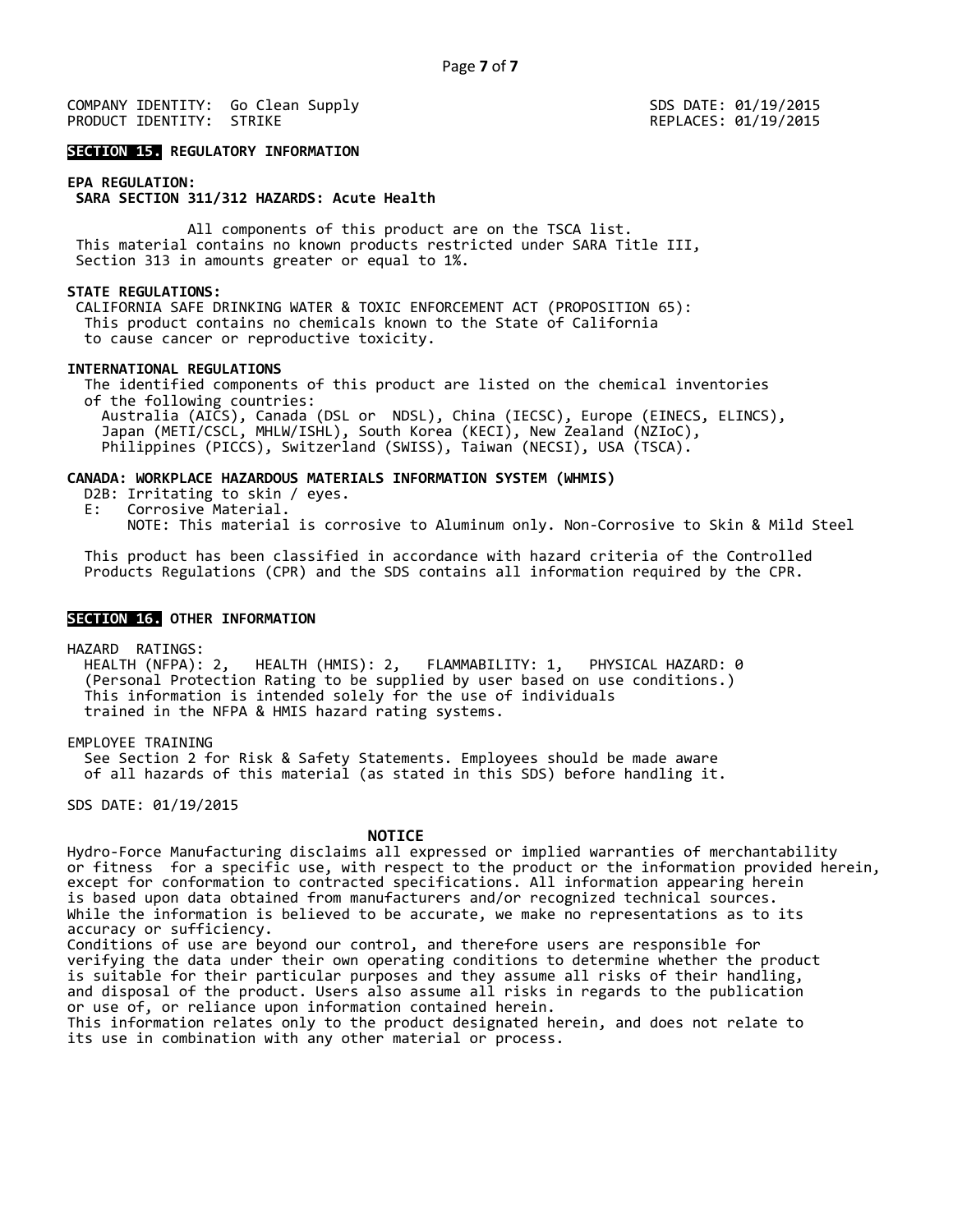COMPANY IDENTITY: Go Clean Supply
PRODUCT IDENTITY: STRIKE

SDS DATE: 01/19/2015
REPLACES: 01/19/2015

## SECTION 15. REGULATORY INFORMATION

**EPA REGULATION:**
**SARA SECTION 311/312 HAZARDS: Acute Health**

All components of this product are on the TSCA list.
This material contains no known products restricted under SARA Title III, Section 313 in amounts greater or equal to 1%.

**STATE REGULATIONS:**
CALIFORNIA SAFE DRINKING WATER & TOXIC ENFORCEMENT ACT (PROPOSITION 65):
This product contains no chemicals known to the State of California to cause cancer or reproductive toxicity.

**INTERNATIONAL REGULATIONS**
The identified components of this product are listed on the chemical inventories of the following countries:
Australia (AICS), Canada (DSL or NDSL), China (IECSC), Europe (EINECS, ELINCS), Japan (METI/CSCL, MHLW/ISHL), South Korea (KECI), New Zealand (NZIoC), Philippines (PICCS), Switzerland (SWISS), Taiwan (NECSI), USA (TSCA).

**CANADA: WORKPLACE HAZARDOUS MATERIALS INFORMATION SYSTEM (WHMIS)**
D2B: Irritating to skin / eyes.
E: Corrosive Material.
NOTE: This material is corrosive to Aluminum only. Non-Corrosive to Skin & Mild Steel

This product has been classified in accordance with hazard criteria of the Controlled Products Regulations (CPR) and the SDS contains all information required by the CPR.

## SECTION 16. OTHER INFORMATION

HAZARD RATINGS:
HEALTH (NFPA): 2, HEALTH (HMIS): 2, FLAMMABILITY: 1, PHYSICAL HAZARD: 0
(Personal Protection Rating to be supplied by user based on use conditions.)
This information is intended solely for the use of individuals trained in the NFPA & HMIS hazard rating systems.

EMPLOYEE TRAINING
See Section 2 for Risk & Safety Statements. Employees should be made aware of all hazards of this material (as stated in this SDS) before handling it.

SDS DATE: 01/19/2015

**NOTICE**

Hydro-Force Manufacturing disclaims all expressed or implied warranties of merchantability or fitness for a specific use, with respect to the product or the information provided herein, except for conformation to contracted specifications. All information appearing herein is based upon data obtained from manufacturers and/or recognized technical sources. While the information is believed to be accurate, we make no representations as to its accuracy or sufficiency.
Conditions of use are beyond our control, and therefore users are responsible for verifying the data under their own operating conditions to determine whether the product is suitable for their particular purposes and they assume all risks of their handling, and disposal of the product. Users also assume all risks in regards to the publication or use of, or reliance upon information contained herein.
This information relates only to the product designated herein, and does not relate to its use in combination with any other material or process.